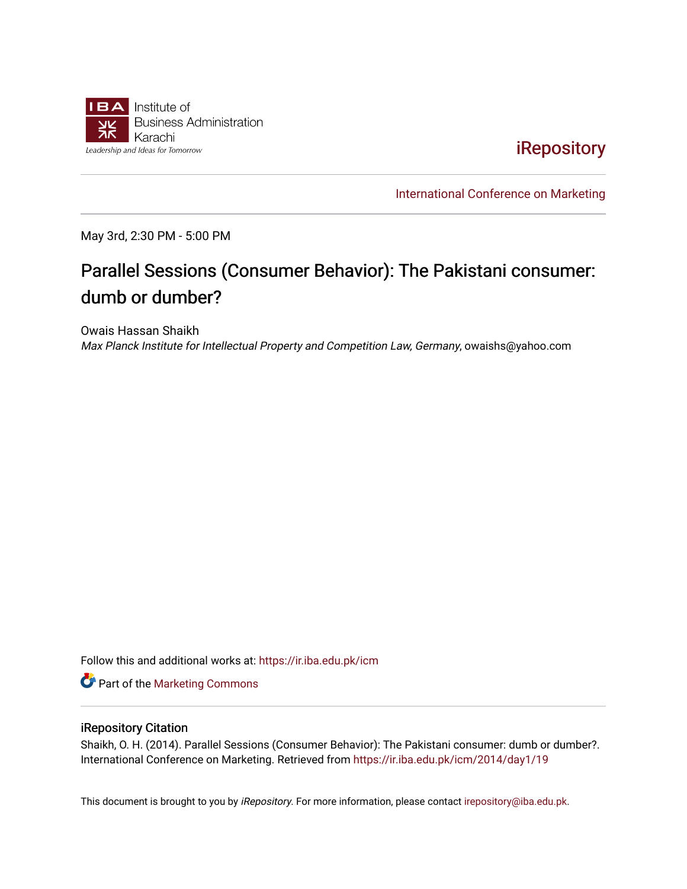IBA Institute of Business Administration Karachi

*Leadership and Ideas for Tomorrow*

iRepository

International Conference on Marketing

May 3rd, 2:30 PM - 5:00 PM

# Parallel Sessions (Consumer Behavior): The Pakistani consumer: dumb or dumber?

Owais Hassan Shaikh

*Max Planck Institute for Intellectual Property and Competition Law, Germany*, owaishs@yahoo.com

Follow this and additional works at: https://ir.iba.edu.pk/icm

Part of the Marketing Commons

## iRepository Citation

Shaikh, O. H. (2014). Parallel Sessions (Consumer Behavior): The Pakistani consumer: dumb or dumber?. International Conference on Marketing. Retrieved from https://ir.iba.edu.pk/icm/2014/day1/19

This document is brought to you by *iRepository*. For more information, please contact irepository@iba.edu.pk.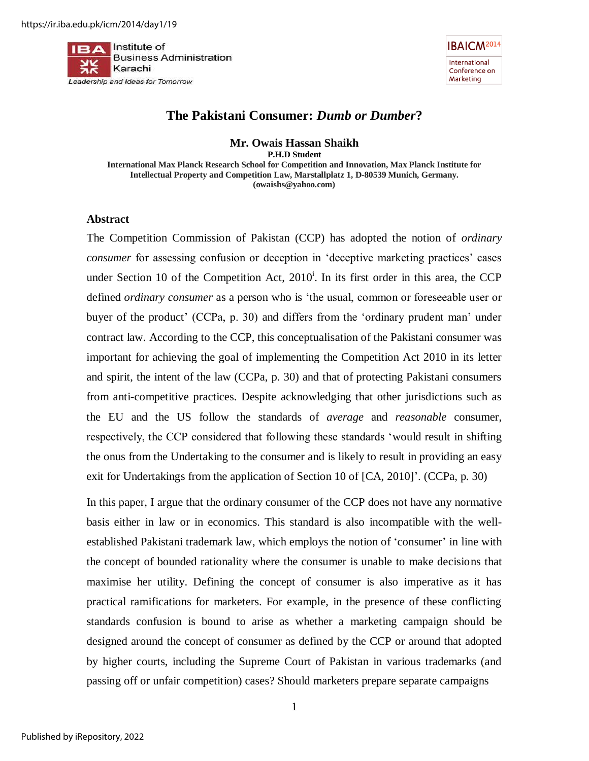# The Pakistani Consumer: *Dumb or Dumber*?

**Mr. Owais Hassan Shaikh**
**P.H.D Student**
**International Max Planck Research School for Competition and Innovation, Max Planck Institute for Intellectual Property and Competition Law, Marstallplatz 1, D-80539 Munich, Germany.**
**(owaishs@yahoo.com)**

## Abstract

The Competition Commission of Pakistan (CCP) has adopted the notion of *ordinary consumer* for assessing confusion or deception in 'deceptive marketing practices' cases under Section 10 of the Competition Act, 2010[i]. In its first order in this area, the CCP defined *ordinary consumer* as a person who is 'the usual, common or foreseeable user or buyer of the product' (CCPa, p. 30) and differs from the 'ordinary prudent man' under contract law. According to the CCP, this conceptualisation of the Pakistani consumer was important for achieving the goal of implementing the Competition Act 2010 in its letter and spirit, the intent of the law (CCPa, p. 30) and that of protecting Pakistani consumers from anti-competitive practices. Despite acknowledging that other jurisdictions such as the EU and the US follow the standards of *average* and *reasonable* consumer, respectively, the CCP considered that following these standards 'would result in shifting the onus from the Undertaking to the consumer and is likely to result in providing an easy exit for Undertakings from the application of Section 10 of [CA, 2010]'. (CCPa, p. 30)

In this paper, I argue that the ordinary consumer of the CCP does not have any normative basis either in law or in economics. This standard is also incompatible with the well-established Pakistani trademark law, which employs the notion of 'consumer' in line with the concept of bounded rationality where the consumer is unable to make decisions that maximise her utility. Defining the concept of consumer is also imperative as it has practical ramifications for marketers. For example, in the presence of these conflicting standards confusion is bound to arise as whether a marketing campaign should be designed around the concept of consumer as defined by the CCP or around that adopted by higher courts, including the Supreme Court of Pakistan in various trademarks (and passing off or unfair competition) cases? Should marketers prepare separate campaigns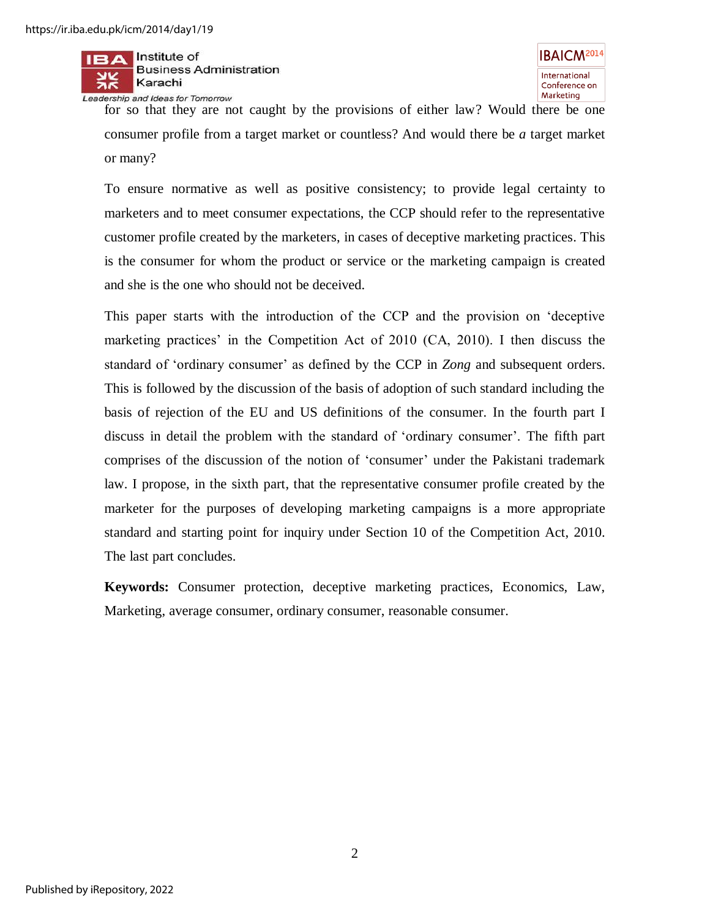for so that they are not caught by the provisions of either law? Would there be one consumer profile from a target market or countless? And would there be *a* target market or many?

To ensure normative as well as positive consistency; to provide legal certainty to marketers and to meet consumer expectations, the CCP should refer to the representative customer profile created by the marketers, in cases of deceptive marketing practices. This is the consumer for whom the product or service or the marketing campaign is created and she is the one who should not be deceived.

This paper starts with the introduction of the CCP and the provision on 'deceptive marketing practices' in the Competition Act of 2010 (CA, 2010). I then discuss the standard of 'ordinary consumer' as defined by the CCP in *Zong* and subsequent orders. This is followed by the discussion of the basis of adoption of such standard including the basis of rejection of the EU and US definitions of the consumer. In the fourth part I discuss in detail the problem with the standard of 'ordinary consumer'. The fifth part comprises of the discussion of the notion of 'consumer' under the Pakistani trademark law. I propose, in the sixth part, that the representative consumer profile created by the marketer for the purposes of developing marketing campaigns is a more appropriate standard and starting point for inquiry under Section 10 of the Competition Act, 2010. The last part concludes.

**Keywords:** Consumer protection, deceptive marketing practices, Economics, Law, Marketing, average consumer, ordinary consumer, reasonable consumer.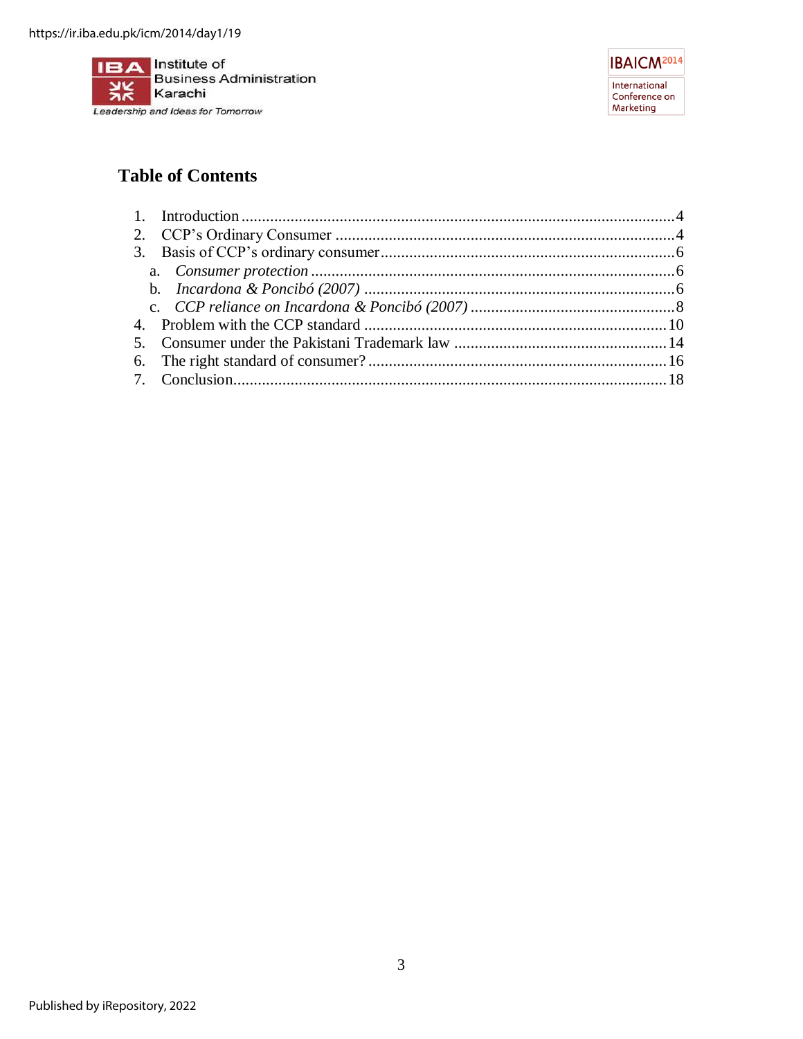# Table of Contents

1. Introduction ........................................................................................................4
2. CCP's Ordinary Consumer ...................................................................................4
3. Basis of CCP's ordinary consumer.......................................................................6
   a. *Consumer protection* ........................................................................................6
   b. *Incardona & Poncibó (2007)* ...........................................................................6
   c. *CCP reliance on Incardona & Poncibó (2007)* ..................................................8
4. Problem with the CCP standard .........................................................................10
5. Consumer under the Pakistani Trademark law ...................................................14
6. The right standard of consumer? ........................................................................16
7. Conclusion..........................................................................................................18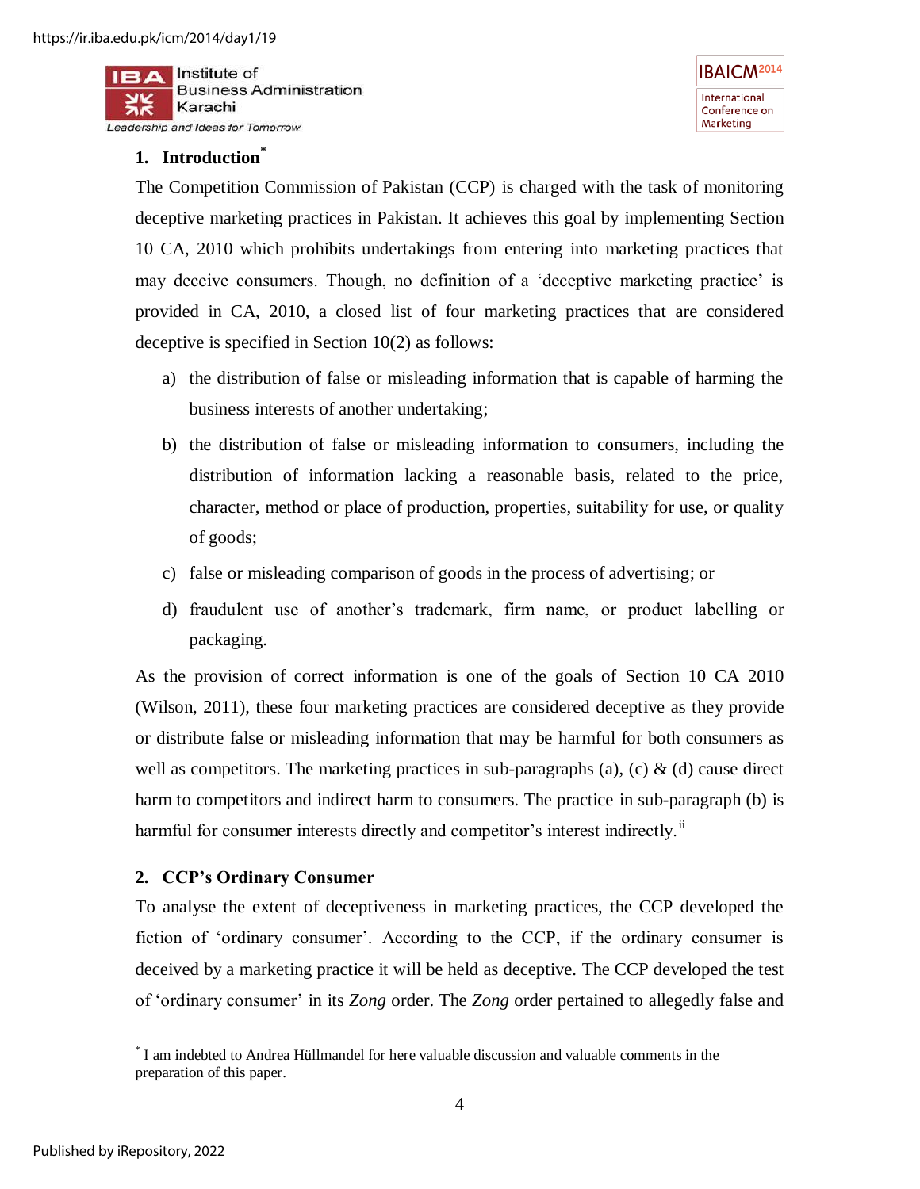## 1. Introduction[*]

The Competition Commission of Pakistan (CCP) is charged with the task of monitoring deceptive marketing practices in Pakistan. It achieves this goal by implementing Section 10 CA, 2010 which prohibits undertakings from entering into marketing practices that may deceive consumers. Though, no definition of a 'deceptive marketing practice' is provided in CA, 2010, a closed list of four marketing practices that are considered deceptive is specified in Section 10(2) as follows:

a) the distribution of false or misleading information that is capable of harming the business interests of another undertaking;

b) the distribution of false or misleading information to consumers, including the distribution of information lacking a reasonable basis, related to the price, character, method or place of production, properties, suitability for use, or quality of goods;

c) false or misleading comparison of goods in the process of advertising; or

d) fraudulent use of another's trademark, firm name, or product labelling or packaging.

As the provision of correct information is one of the goals of Section 10 CA 2010 (Wilson, 2011), these four marketing practices are considered deceptive as they provide or distribute false or misleading information that may be harmful for both consumers as well as competitors. The marketing practices in sub-paragraphs (a), (c) & (d) cause direct harm to competitors and indirect harm to consumers. The practice in sub-paragraph (b) is harmful for consumer interests directly and competitor's interest indirectly.[ii]

## 2. CCP's Ordinary Consumer

To analyse the extent of deceptiveness in marketing practices, the CCP developed the fiction of 'ordinary consumer'. According to the CCP, if the ordinary consumer is deceived by a marketing practice it will be held as deceptive. The CCP developed the test of 'ordinary consumer' in its *Zong* order. The *Zong* order pertained to allegedly false and

---

[*] I am indebted to Andrea Hüllmandel for here valuable discussion and valuable comments in the preparation of this paper.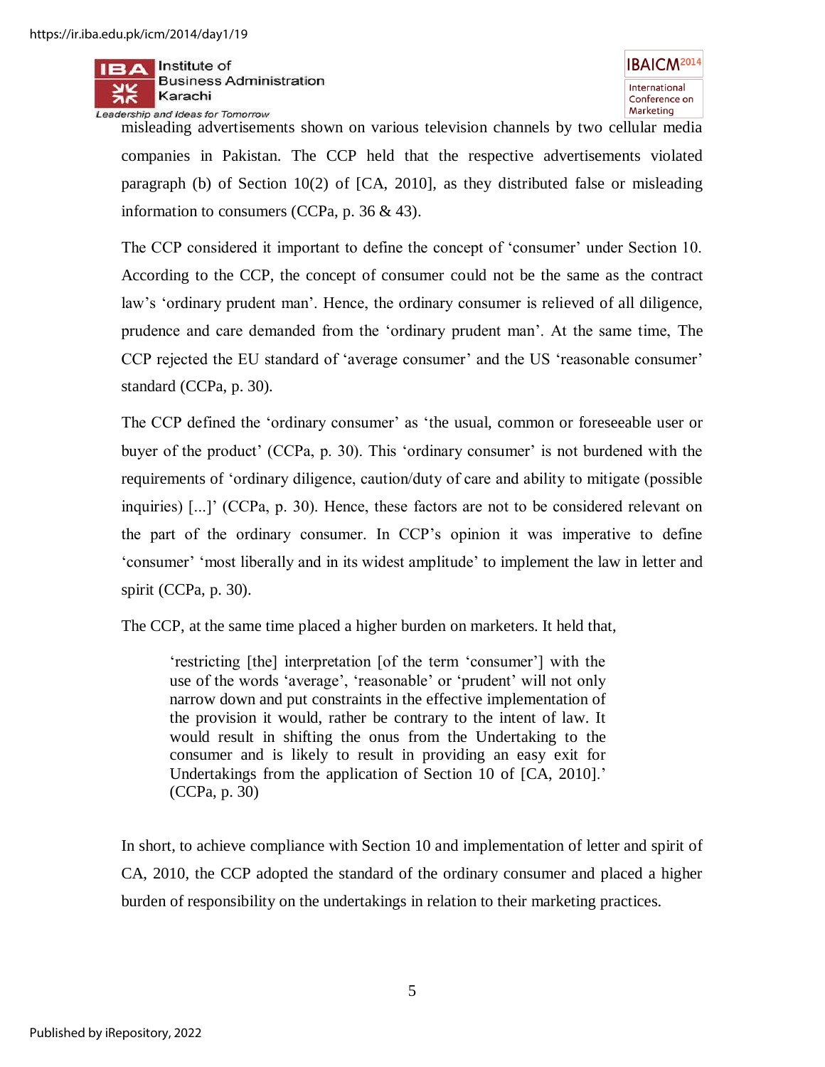misleading advertisements shown on various television channels by two cellular media companies in Pakistan. The CCP held that the respective advertisements violated paragraph (b) of Section 10(2) of [CA, 2010], as they distributed false or misleading information to consumers (CCPa, p. 36 & 43).

The CCP considered it important to define the concept of 'consumer' under Section 10. According to the CCP, the concept of consumer could not be the same as the contract law's 'ordinary prudent man'. Hence, the ordinary consumer is relieved of all diligence, prudence and care demanded from the 'ordinary prudent man'. At the same time, The CCP rejected the EU standard of 'average consumer' and the US 'reasonable consumer' standard (CCPa, p. 30).

The CCP defined the 'ordinary consumer' as 'the usual, common or foreseeable user or buyer of the product' (CCPa, p. 30). This 'ordinary consumer' is not burdened with the requirements of 'ordinary diligence, caution/duty of care and ability to mitigate (possible inquiries) [...]' (CCPa, p. 30). Hence, these factors are not to be considered relevant on the part of the ordinary consumer. In CCP's opinion it was imperative to define 'consumer' 'most liberally and in its widest amplitude' to implement the law in letter and spirit (CCPa, p. 30).

The CCP, at the same time placed a higher burden on marketers. It held that,

> 'restricting [the] interpretation [of the term 'consumer'] with the use of the words 'average', 'reasonable' or 'prudent' will not only narrow down and put constraints in the effective implementation of the provision it would, rather be contrary to the intent of law. It would result in shifting the onus from the Undertaking to the consumer and is likely to result in providing an easy exit for Undertakings from the application of Section 10 of [CA, 2010].' (CCPa, p. 30)

In short, to achieve compliance with Section 10 and implementation of letter and spirit of CA, 2010, the CCP adopted the standard of the ordinary consumer and placed a higher burden of responsibility on the undertakings in relation to their marketing practices.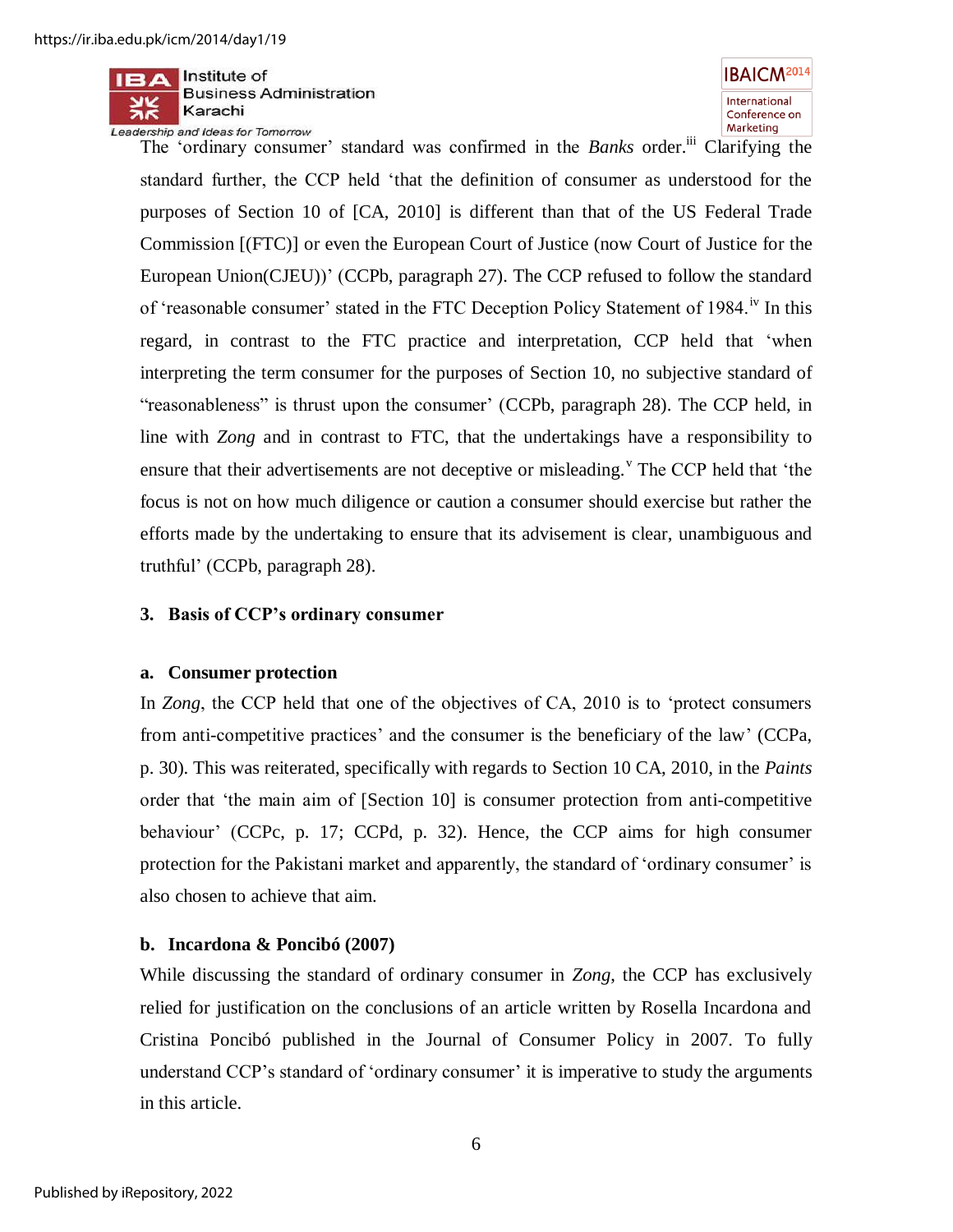The 'ordinary consumer' standard was confirmed in the *Banks* order.[iii] Clarifying the standard further, the CCP held 'that the definition of consumer as understood for the purposes of Section 10 of [CA, 2010] is different than that of the US Federal Trade Commission [(FTC)] or even the European Court of Justice (now Court of Justice for the European Union(CJEU))' (CCPb, paragraph 27). The CCP refused to follow the standard of 'reasonable consumer' stated in the FTC Deception Policy Statement of 1984.[iv] In this regard, in contrast to the FTC practice and interpretation, CCP held that 'when interpreting the term consumer for the purposes of Section 10, no subjective standard of "reasonableness" is thrust upon the consumer' (CCPb, paragraph 28). The CCP held, in line with *Zong* and in contrast to FTC, that the undertakings have a responsibility to ensure that their advertisements are not deceptive or misleading.[v] The CCP held that 'the focus is not on how much diligence or caution a consumer should exercise but rather the efforts made by the undertaking to ensure that its advisement is clear, unambiguous and truthful' (CCPb, paragraph 28).

### 3. Basis of CCP's ordinary consumer

#### a. Consumer protection

In *Zong*, the CCP held that one of the objectives of CA, 2010 is to 'protect consumers from anti-competitive practices' and the consumer is the beneficiary of the law' (CCPa, p. 30). This was reiterated, specifically with regards to Section 10 CA, 2010, in the *Paints* order that 'the main aim of [Section 10] is consumer protection from anti-competitive behaviour' (CCPc, p. 17; CCPd, p. 32). Hence, the CCP aims for high consumer protection for the Pakistani market and apparently, the standard of 'ordinary consumer' is also chosen to achieve that aim.

#### b. Incardona & Poncibó (2007)

While discussing the standard of ordinary consumer in *Zong*, the CCP has exclusively relied for justification on the conclusions of an article written by Rosella Incardona and Cristina Poncibó published in the Journal of Consumer Policy in 2007. To fully understand CCP's standard of 'ordinary consumer' it is imperative to study the arguments in this article.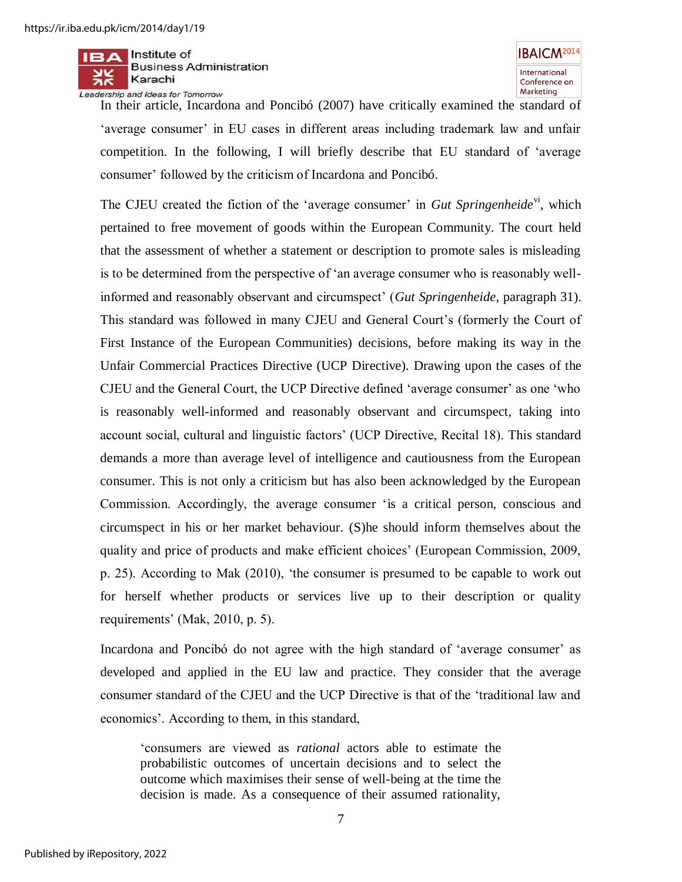In their article, Incardona and Poncibó (2007) have critically examined the standard of 'average consumer' in EU cases in different areas including trademark law and unfair competition. In the following, I will briefly describe that EU standard of 'average consumer' followed by the criticism of Incardona and Poncibó.

The CJEU created the fiction of the 'average consumer' in *Gut Springenheide*[vi], which pertained to free movement of goods within the European Community. The court held that the assessment of whether a statement or description to promote sales is misleading is to be determined from the perspective of 'an average consumer who is reasonably well-informed and reasonably observant and circumspect' (*Gut Springenheide*, paragraph 31). This standard was followed in many CJEU and General Court's (formerly the Court of First Instance of the European Communities) decisions, before making its way in the Unfair Commercial Practices Directive (UCP Directive). Drawing upon the cases of the CJEU and the General Court, the UCP Directive defined 'average consumer' as one 'who is reasonably well-informed and reasonably observant and circumspect, taking into account social, cultural and linguistic factors' (UCP Directive, Recital 18). This standard demands a more than average level of intelligence and cautiousness from the European consumer. This is not only a criticism but has also been acknowledged by the European Commission. Accordingly, the average consumer 'is a critical person, conscious and circumspect in his or her market behaviour. (S)he should inform themselves about the quality and price of products and make efficient choices' (European Commission, 2009, p. 25). According to Mak (2010), 'the consumer is presumed to be capable to work out for herself whether products or services live up to their description or quality requirements' (Mak, 2010, p. 5).

Incardona and Poncibó do not agree with the high standard of 'average consumer' as developed and applied in the EU law and practice. They consider that the average consumer standard of the CJEU and the UCP Directive is that of the 'traditional law and economics'. According to them, in this standard,

> 'consumers are viewed as *rational* actors able to estimate the probabilistic outcomes of uncertain decisions and to select the outcome which maximises their sense of well-being at the time the decision is made. As a consequence of their assumed rationality,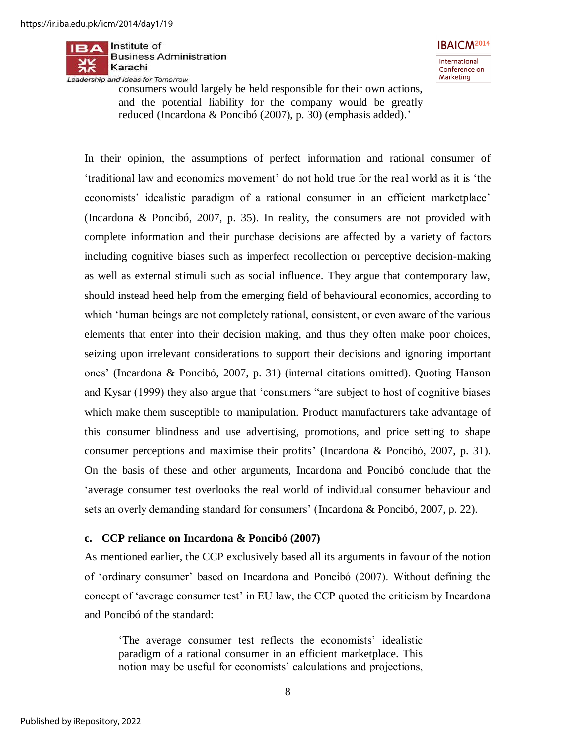> consumers would largely be held responsible for their own actions, and the potential liability for the company would be greatly reduced (Incardona & Poncibó (2007), p. 30) (emphasis added).'

In their opinion, the assumptions of perfect information and rational consumer of 'traditional law and economics movement' do not hold true for the real world as it is 'the economists' idealistic paradigm of a rational consumer in an efficient marketplace' (Incardona & Poncibó, 2007, p. 35). In reality, the consumers are not provided with complete information and their purchase decisions are affected by a variety of factors including cognitive biases such as imperfect recollection or perceptive decision-making as well as external stimuli such as social influence. They argue that contemporary law, should instead heed help from the emerging field of behavioural economics, according to which 'human beings are not completely rational, consistent, or even aware of the various elements that enter into their decision making, and thus they often make poor choices, seizing upon irrelevant considerations to support their decisions and ignoring important ones' (Incardona & Poncibó, 2007, p. 31) (internal citations omitted). Quoting Hanson and Kysar (1999) they also argue that 'consumers "are subject to host of cognitive biases which make them susceptible to manipulation. Product manufacturers take advantage of this consumer blindness and use advertising, promotions, and price setting to shape consumer perceptions and maximise their profits' (Incardona & Poncibó, 2007, p. 31). On the basis of these and other arguments, Incardona and Poncibó conclude that the 'average consumer test overlooks the real world of individual consumer behaviour and sets an overly demanding standard for consumers' (Incardona & Poncibó, 2007, p. 22).

**c. CCP reliance on Incardona & Poncibó (2007)**

As mentioned earlier, the CCP exclusively based all its arguments in favour of the notion of 'ordinary consumer' based on Incardona and Poncibó (2007). Without defining the concept of 'average consumer test' in EU law, the CCP quoted the criticism by Incardona and Poncibó of the standard:

> 'The average consumer test reflects the economists' idealistic paradigm of a rational consumer in an efficient marketplace. This notion may be useful for economists' calculations and projections,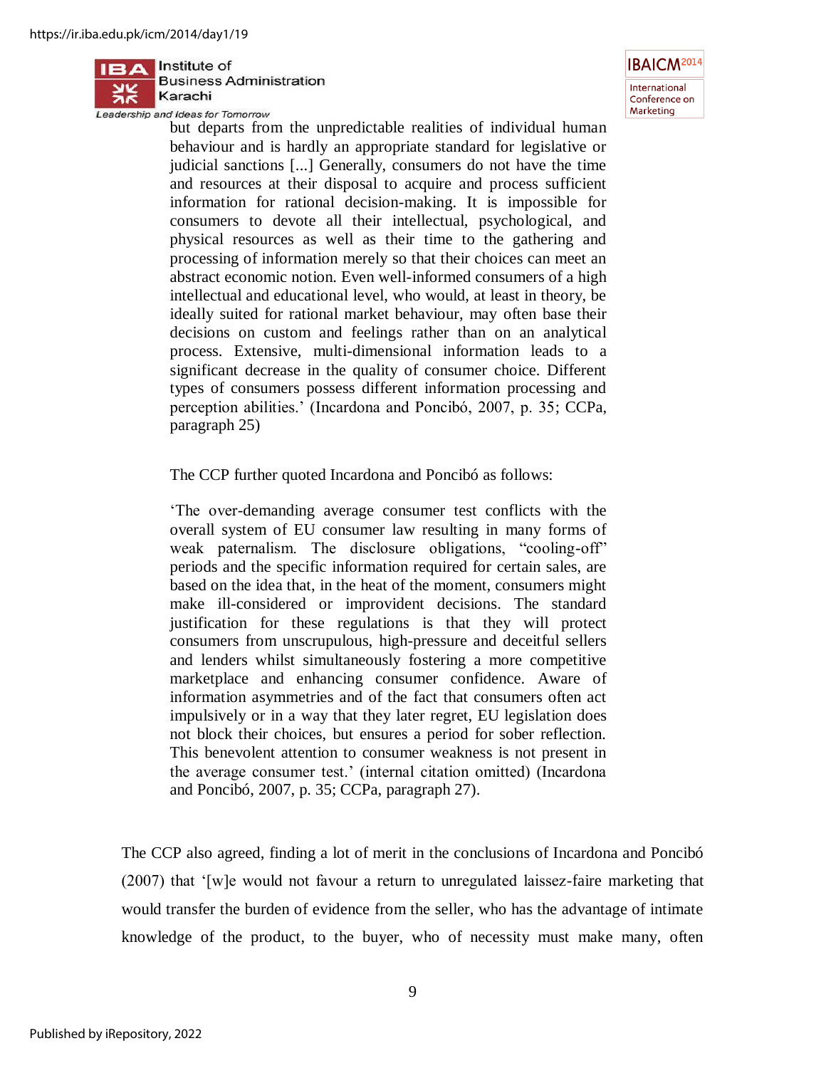> but departs from the unpredictable realities of individual human behaviour and is hardly an appropriate standard for legislative or judicial sanctions [...] Generally, consumers do not have the time and resources at their disposal to acquire and process sufficient information for rational decision-making. It is impossible for consumers to devote all their intellectual, psychological, and physical resources as well as their time to the gathering and processing of information merely so that their choices can meet an abstract economic notion. Even well-informed consumers of a high intellectual and educational level, who would, at least in theory, be ideally suited for rational market behaviour, may often base their decisions on custom and feelings rather than on an analytical process. Extensive, multi-dimensional information leads to a significant decrease in the quality of consumer choice. Different types of consumers possess different information processing and perception abilities.' (Incardona and Poncibó, 2007, p. 35; CCPa, paragraph 25)

The CCP further quoted Incardona and Poncibó as follows:

> 'The over-demanding average consumer test conflicts with the overall system of EU consumer law resulting in many forms of weak paternalism. The disclosure obligations, "cooling-off" periods and the specific information required for certain sales, are based on the idea that, in the heat of the moment, consumers might make ill-considered or improvident decisions. The standard justification for these regulations is that they will protect consumers from unscrupulous, high-pressure and deceitful sellers and lenders whilst simultaneously fostering a more competitive marketplace and enhancing consumer confidence. Aware of information asymmetries and of the fact that consumers often act impulsively or in a way that they later regret, EU legislation does not block their choices, but ensures a period for sober reflection. This benevolent attention to consumer weakness is not present in the average consumer test.' (internal citation omitted) (Incardona and Poncibó, 2007, p. 35; CCPa, paragraph 27).

The CCP also agreed, finding a lot of merit in the conclusions of Incardona and Poncibó (2007) that '[w]e would not favour a return to unregulated laissez-faire marketing that would transfer the burden of evidence from the seller, who has the advantage of intimate knowledge of the product, to the buyer, who of necessity must make many, often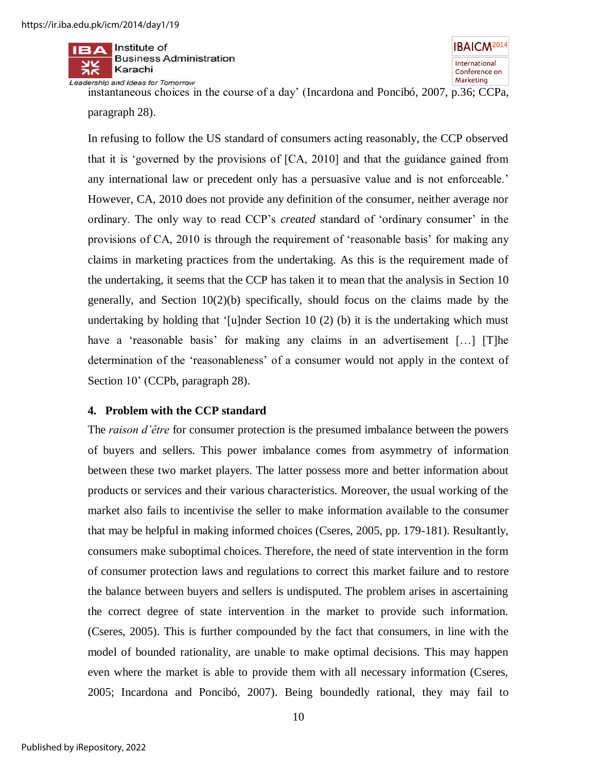instantaneous choices in the course of a day' (Incardona and Poncibó, 2007, p.36; CCPa, paragraph 28).

In refusing to follow the US standard of consumers acting reasonably, the CCP observed that it is 'governed by the provisions of [CA, 2010] and that the guidance gained from any international law or precedent only has a persuasive value and is not enforceable.' However, CA, 2010 does not provide any definition of the consumer, neither average nor ordinary. The only way to read CCP's *created* standard of 'ordinary consumer' in the provisions of CA, 2010 is through the requirement of 'reasonable basis' for making any claims in marketing practices from the undertaking. As this is the requirement made of the undertaking, it seems that the CCP has taken it to mean that the analysis in Section 10 generally, and Section 10(2)(b) specifically, should focus on the claims made by the undertaking by holding that '[u]nder Section 10 (2) (b) it is the undertaking which must have a 'reasonable basis' for making any claims in an advertisement […] [T]he determination of the 'reasonableness' of a consumer would not apply in the context of Section 10' (CCPb, paragraph 28).

#### 4. Problem with the CCP standard

The *raison d'être* for consumer protection is the presumed imbalance between the powers of buyers and sellers. This power imbalance comes from asymmetry of information between these two market players. The latter possess more and better information about products or services and their various characteristics. Moreover, the usual working of the market also fails to incentivise the seller to make information available to the consumer that may be helpful in making informed choices (Cseres, 2005, pp. 179-181). Resultantly, consumers make suboptimal choices. Therefore, the need of state intervention in the form of consumer protection laws and regulations to correct this market failure and to restore the balance between buyers and sellers is undisputed. The problem arises in ascertaining the correct degree of state intervention in the market to provide such information. (Cseres, 2005). This is further compounded by the fact that consumers, in line with the model of bounded rationality, are unable to make optimal decisions. This may happen even where the market is able to provide them with all necessary information (Cseres, 2005; Incardona and Poncibó, 2007). Being boundedly rational, they may fail to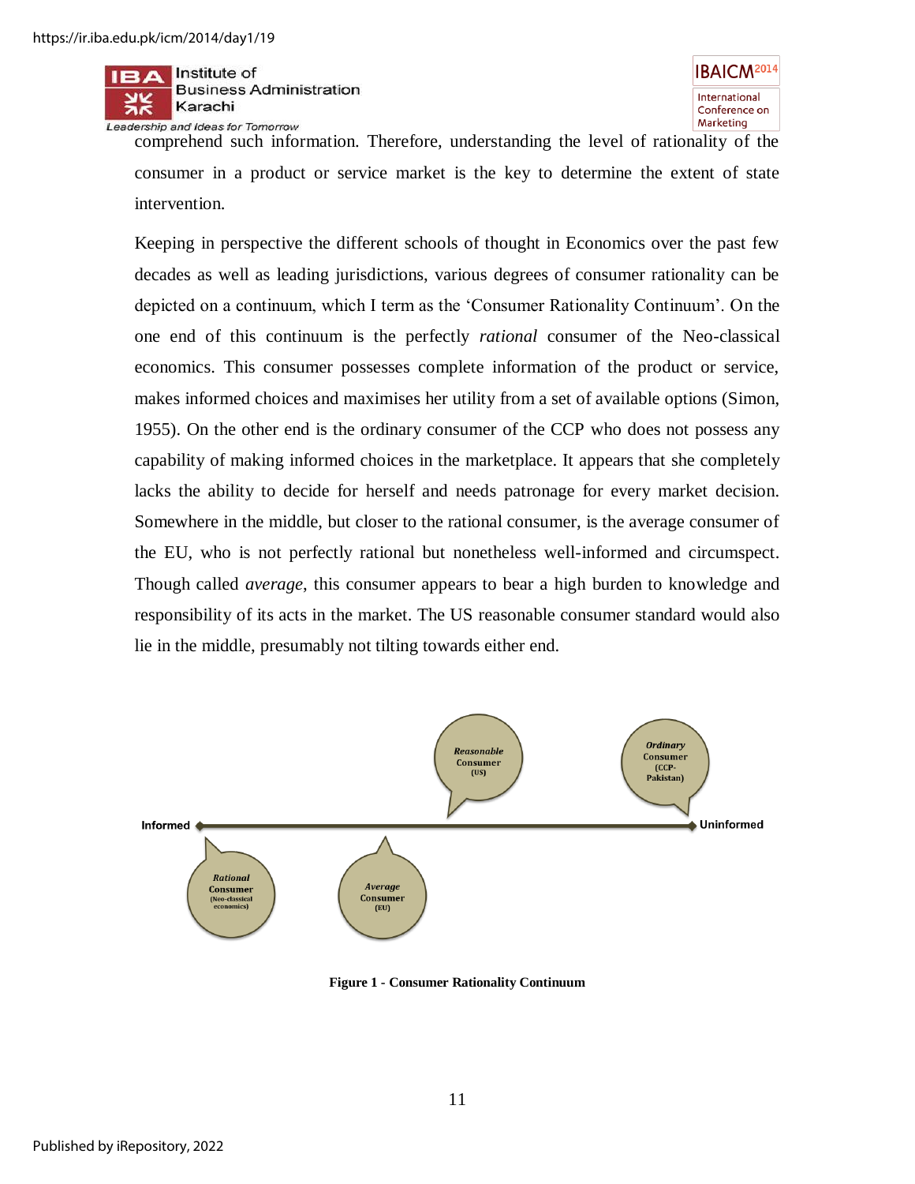comprehend such information. Therefore, understanding the level of rationality of the consumer in a product or service market is the key to determine the extent of state intervention.

Keeping in perspective the different schools of thought in Economics over the past few decades as well as leading jurisdictions, various degrees of consumer rationality can be depicted on a continuum, which I term as the 'Consumer Rationality Continuum'. On the one end of this continuum is the perfectly *rational* consumer of the Neo-classical economics. This consumer possesses complete information of the product or service, makes informed choices and maximises her utility from a set of available options (Simon, 1955). On the other end is the ordinary consumer of the CCP who does not possess any capability of making informed choices in the marketplace. It appears that she completely lacks the ability to decide for herself and needs patronage for every market decision. Somewhere in the middle, but closer to the rational consumer, is the average consumer of the EU, who is not perfectly rational but nonetheless well-informed and circumspect. Though called *average*, this consumer appears to bear a high burden to knowledge and responsibility of its acts in the market. The US reasonable consumer standard would also lie in the middle, presumably not tilting towards either end.

Informed — Uninformed

*Rational* Consumer (Neo-classical economics) · *Average* Consumer (EU) · *Reasonable* Consumer (US) · *Ordinary* Consumer (CCP-Pakistan)

**Figure 1 - Consumer Rationality Continuum**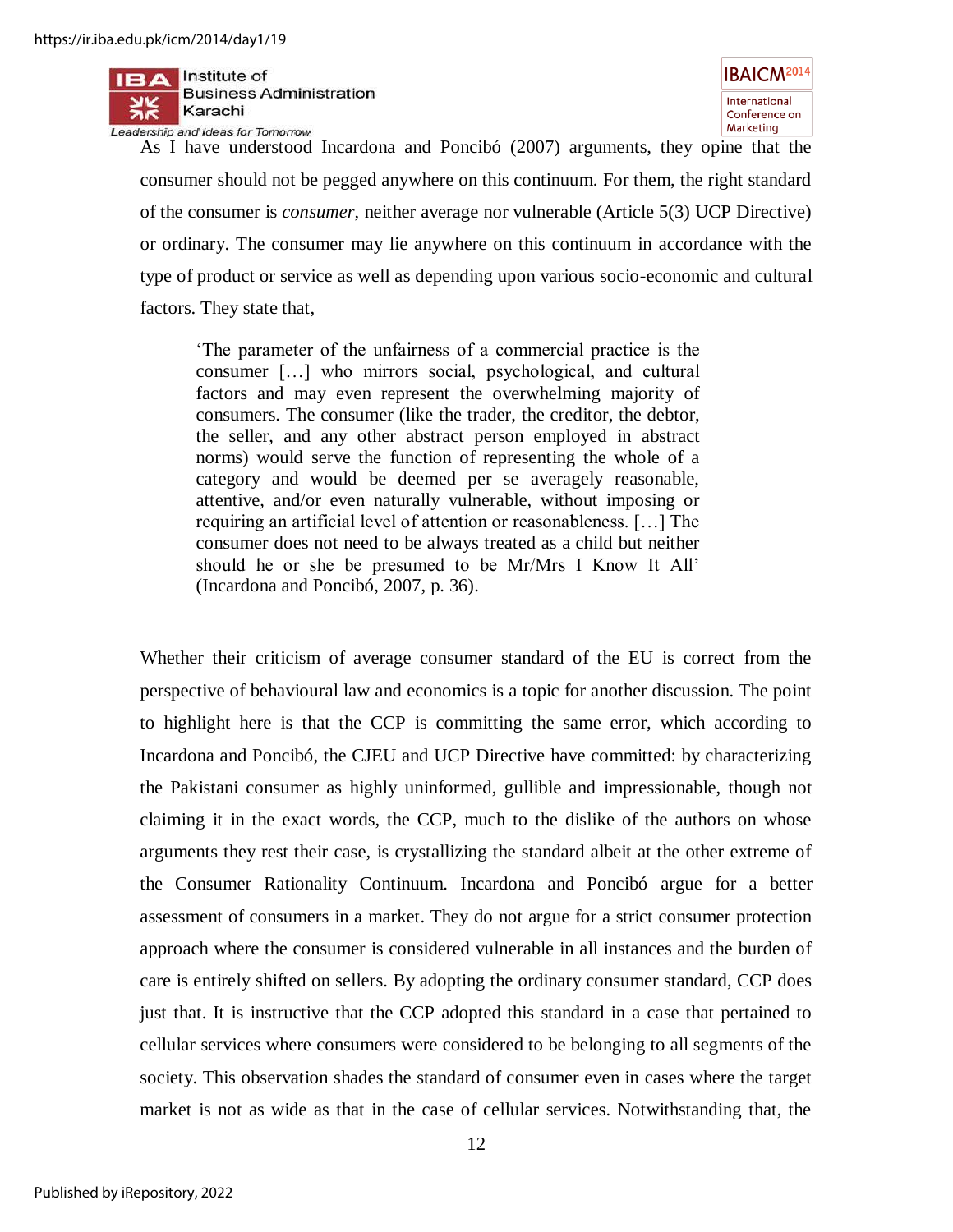As I have understood Incardona and Poncibó (2007) arguments, they opine that the consumer should not be pegged anywhere on this continuum. For them, the right standard of the consumer is *consumer*, neither average nor vulnerable (Article 5(3) UCP Directive) or ordinary. The consumer may lie anywhere on this continuum in accordance with the type of product or service as well as depending upon various socio-economic and cultural factors. They state that,

> 'The parameter of the unfairness of a commercial practice is the consumer […] who mirrors social, psychological, and cultural factors and may even represent the overwhelming majority of consumers. The consumer (like the trader, the creditor, the debtor, the seller, and any other abstract person employed in abstract norms) would serve the function of representing the whole of a category and would be deemed per se averagely reasonable, attentive, and/or even naturally vulnerable, without imposing or requiring an artificial level of attention or reasonableness. […] The consumer does not need to be always treated as a child but neither should he or she be presumed to be Mr/Mrs I Know It All' (Incardona and Poncibó, 2007, p. 36).

Whether their criticism of average consumer standard of the EU is correct from the perspective of behavioural law and economics is a topic for another discussion. The point to highlight here is that the CCP is committing the same error, which according to Incardona and Poncibó, the CJEU and UCP Directive have committed: by characterizing the Pakistani consumer as highly uninformed, gullible and impressionable, though not claiming it in the exact words, the CCP, much to the dislike of the authors on whose arguments they rest their case, is crystallizing the standard albeit at the other extreme of the Consumer Rationality Continuum. Incardona and Poncibó argue for a better assessment of consumers in a market. They do not argue for a strict consumer protection approach where the consumer is considered vulnerable in all instances and the burden of care is entirely shifted on sellers. By adopting the ordinary consumer standard, CCP does just that. It is instructive that the CCP adopted this standard in a case that pertained to cellular services where consumers were considered to be belonging to all segments of the society. This observation shades the standard of consumer even in cases where the target market is not as wide as that in the case of cellular services. Notwithstanding that, the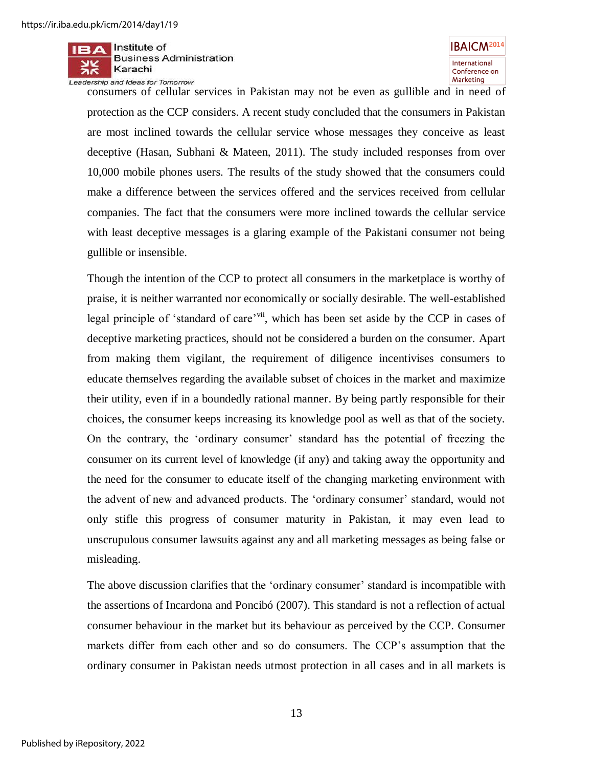consumers of cellular services in Pakistan may not be even as gullible and in need of protection as the CCP considers. A recent study concluded that the consumers in Pakistan are most inclined towards the cellular service whose messages they conceive as least deceptive (Hasan, Subhani & Mateen, 2011). The study included responses from over 10,000 mobile phones users. The results of the study showed that the consumers could make a difference between the services offered and the services received from cellular companies. The fact that the consumers were more inclined towards the cellular service with least deceptive messages is a glaring example of the Pakistani consumer not being gullible or insensible.

Though the intention of the CCP to protect all consumers in the marketplace is worthy of praise, it is neither warranted nor economically or socially desirable. The well-established legal principle of 'standard of care'[vii], which has been set aside by the CCP in cases of deceptive marketing practices, should not be considered a burden on the consumer. Apart from making them vigilant, the requirement of diligence incentivises consumers to educate themselves regarding the available subset of choices in the market and maximize their utility, even if in a boundedly rational manner. By being partly responsible for their choices, the consumer keeps increasing its knowledge pool as well as that of the society. On the contrary, the 'ordinary consumer' standard has the potential of freezing the consumer on its current level of knowledge (if any) and taking away the opportunity and the need for the consumer to educate itself of the changing marketing environment with the advent of new and advanced products. The 'ordinary consumer' standard, would not only stifle this progress of consumer maturity in Pakistan, it may even lead to unscrupulous consumer lawsuits against any and all marketing messages as being false or misleading.

The above discussion clarifies that the 'ordinary consumer' standard is incompatible with the assertions of Incardona and Poncibó (2007). This standard is not a reflection of actual consumer behaviour in the market but its behaviour as perceived by the CCP. Consumer markets differ from each other and so do consumers. The CCP's assumption that the ordinary consumer in Pakistan needs utmost protection in all cases and in all markets is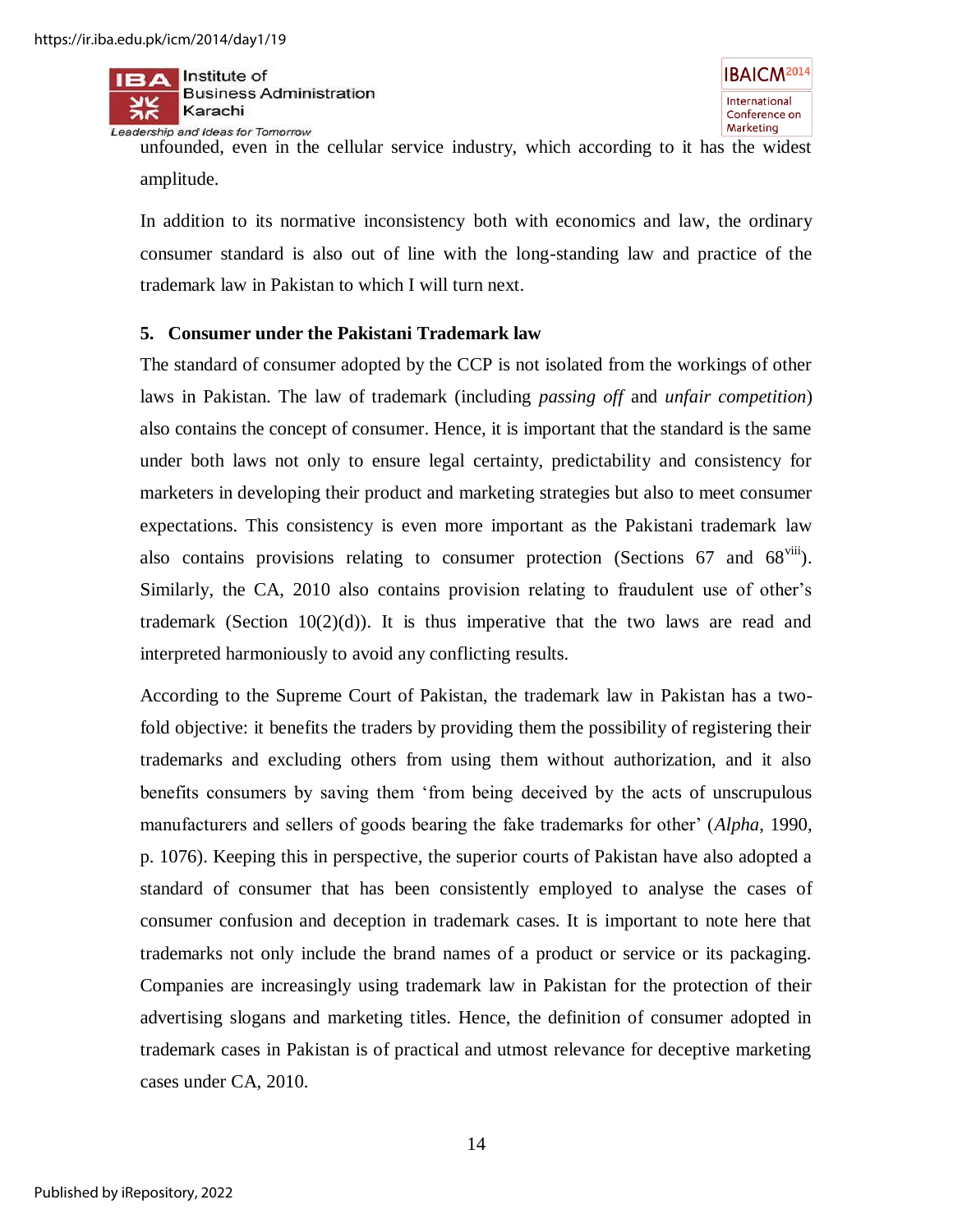unfounded, even in the cellular service industry, which according to it has the widest amplitude.

In addition to its normative inconsistency both with economics and law, the ordinary consumer standard is also out of line with the long-standing law and practice of the trademark law in Pakistan to which I will turn next.

### 5. Consumer under the Pakistani Trademark law

The standard of consumer adopted by the CCP is not isolated from the workings of other laws in Pakistan. The law of trademark (including *passing off* and *unfair competition*) also contains the concept of consumer. Hence, it is important that the standard is the same under both laws not only to ensure legal certainty, predictability and consistency for marketers in developing their product and marketing strategies but also to meet consumer expectations. This consistency is even more important as the Pakistani trademark law also contains provisions relating to consumer protection (Sections 67 and 68[viii]). Similarly, the CA, 2010 also contains provision relating to fraudulent use of other's trademark (Section 10(2)(d)). It is thus imperative that the two laws are read and interpreted harmoniously to avoid any conflicting results.

According to the Supreme Court of Pakistan, the trademark law in Pakistan has a two-fold objective: it benefits the traders by providing them the possibility of registering their trademarks and excluding others from using them without authorization, and it also benefits consumers by saving them 'from being deceived by the acts of unscrupulous manufacturers and sellers of goods bearing the fake trademarks for other' (*Alpha*, 1990, p. 1076). Keeping this in perspective, the superior courts of Pakistan have also adopted a standard of consumer that has been consistently employed to analyse the cases of consumer confusion and deception in trademark cases. It is important to note here that trademarks not only include the brand names of a product or service or its packaging. Companies are increasingly using trademark law in Pakistan for the protection of their advertising slogans and marketing titles. Hence, the definition of consumer adopted in trademark cases in Pakistan is of practical and utmost relevance for deceptive marketing cases under CA, 2010.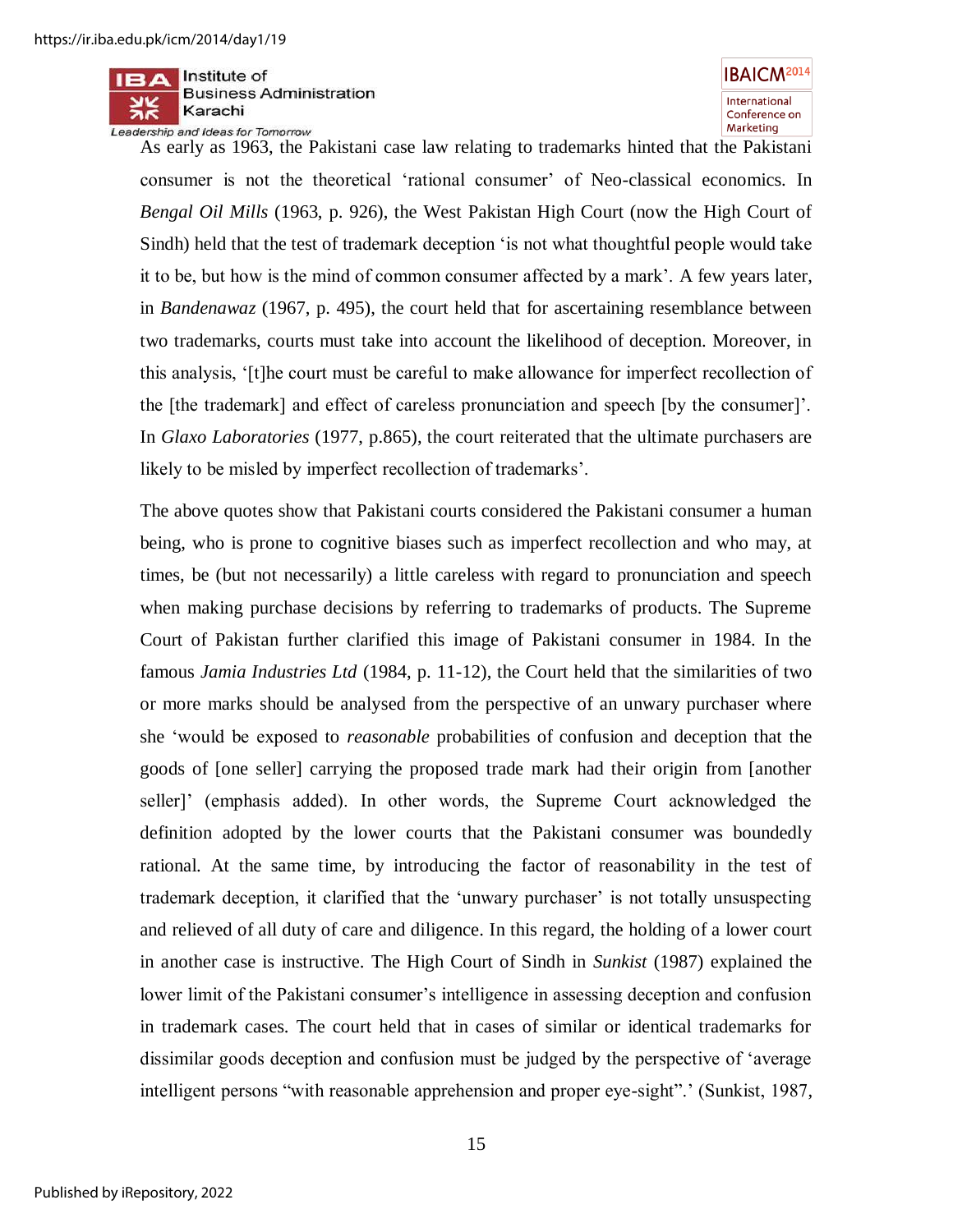As early as 1963, the Pakistani case law relating to trademarks hinted that the Pakistani consumer is not the theoretical 'rational consumer' of Neo-classical economics. In *Bengal Oil Mills* (1963, p. 926), the West Pakistan High Court (now the High Court of Sindh) held that the test of trademark deception 'is not what thoughtful people would take it to be, but how is the mind of common consumer affected by a mark'. A few years later, in *Bandenawaz* (1967, p. 495), the court held that for ascertaining resemblance between two trademarks, courts must take into account the likelihood of deception. Moreover, in this analysis, '[t]he court must be careful to make allowance for imperfect recollection of the [the trademark] and effect of careless pronunciation and speech [by the consumer]'. In *Glaxo Laboratories* (1977, p.865), the court reiterated that the ultimate purchasers are likely to be misled by imperfect recollection of trademarks'.

The above quotes show that Pakistani courts considered the Pakistani consumer a human being, who is prone to cognitive biases such as imperfect recollection and who may, at times, be (but not necessarily) a little careless with regard to pronunciation and speech when making purchase decisions by referring to trademarks of products. The Supreme Court of Pakistan further clarified this image of Pakistani consumer in 1984. In the famous *Jamia Industries Ltd* (1984, p. 11-12), the Court held that the similarities of two or more marks should be analysed from the perspective of an unwary purchaser where she 'would be exposed to *reasonable* probabilities of confusion and deception that the goods of [one seller] carrying the proposed trade mark had their origin from [another seller]' (emphasis added). In other words, the Supreme Court acknowledged the definition adopted by the lower courts that the Pakistani consumer was boundedly rational. At the same time, by introducing the factor of reasonability in the test of trademark deception, it clarified that the 'unwary purchaser' is not totally unsuspecting and relieved of all duty of care and diligence. In this regard, the holding of a lower court in another case is instructive. The High Court of Sindh in *Sunkist* (1987) explained the lower limit of the Pakistani consumer's intelligence in assessing deception and confusion in trademark cases. The court held that in cases of similar or identical trademarks for dissimilar goods deception and confusion must be judged by the perspective of 'average intelligent persons "with reasonable apprehension and proper eye-sight".' (Sunkist, 1987,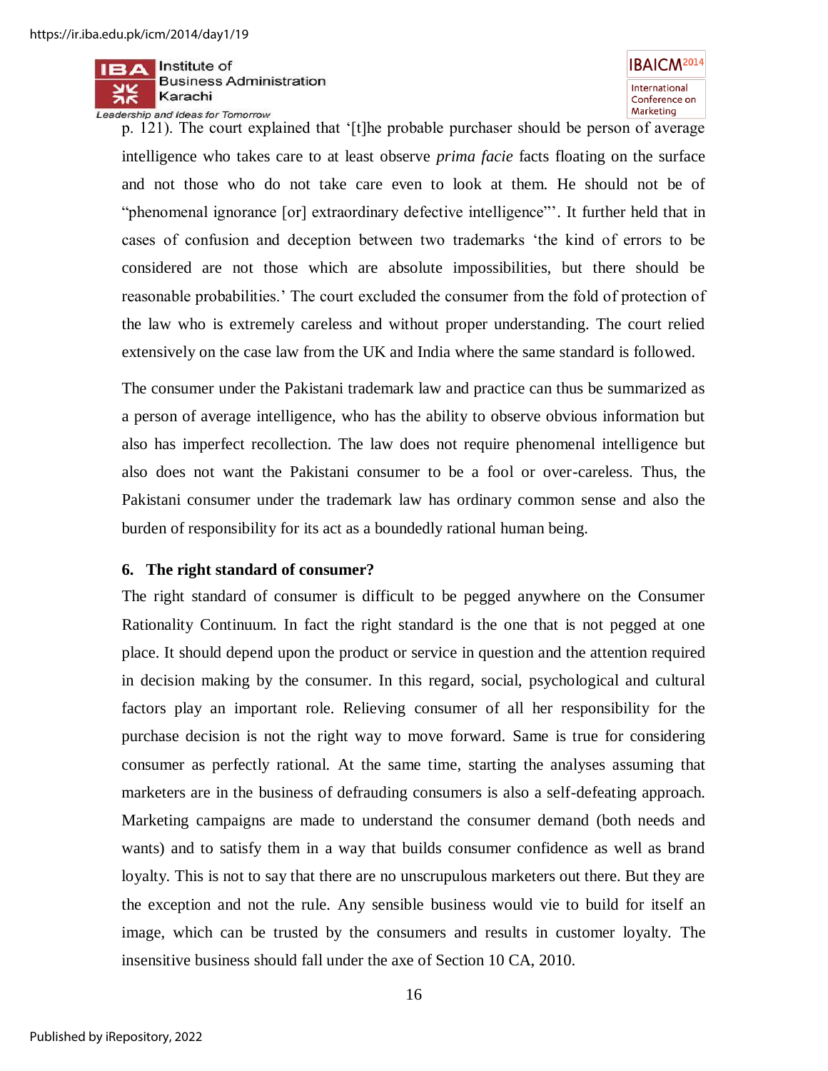p. 121). The court explained that '[t]he probable purchaser should be person of average intelligence who takes care to at least observe *prima facie* facts floating on the surface and not those who do not take care even to look at them. He should not be of "phenomenal ignorance [or] extraordinary defective intelligence"'. It further held that in cases of confusion and deception between two trademarks 'the kind of errors to be considered are not those which are absolute impossibilities, but there should be reasonable probabilities.' The court excluded the consumer from the fold of protection of the law who is extremely careless and without proper understanding. The court relied extensively on the case law from the UK and India where the same standard is followed.

The consumer under the Pakistani trademark law and practice can thus be summarized as a person of average intelligence, who has the ability to observe obvious information but also has imperfect recollection. The law does not require phenomenal intelligence but also does not want the Pakistani consumer to be a fool or over-careless. Thus, the Pakistani consumer under the trademark law has ordinary common sense and also the burden of responsibility for its act as a boundedly rational human being.

## 6. The right standard of consumer?

The right standard of consumer is difficult to be pegged anywhere on the Consumer Rationality Continuum. In fact the right standard is the one that is not pegged at one place. It should depend upon the product or service in question and the attention required in decision making by the consumer. In this regard, social, psychological and cultural factors play an important role. Relieving consumer of all her responsibility for the purchase decision is not the right way to move forward. Same is true for considering consumer as perfectly rational. At the same time, starting the analyses assuming that marketers are in the business of defrauding consumers is also a self-defeating approach. Marketing campaigns are made to understand the consumer demand (both needs and wants) and to satisfy them in a way that builds consumer confidence as well as brand loyalty. This is not to say that there are no unscrupulous marketers out there. But they are the exception and not the rule. Any sensible business would vie to build for itself an image, which can be trusted by the consumers and results in customer loyalty. The insensitive business should fall under the axe of Section 10 CA, 2010.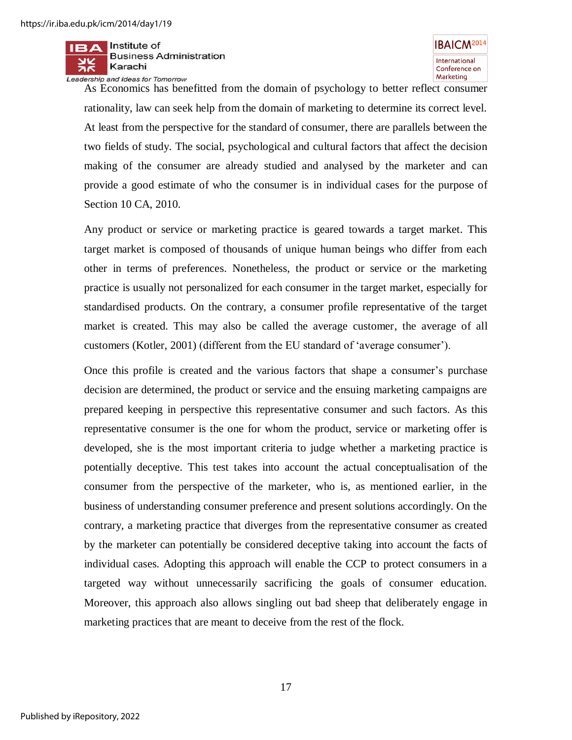As Economics has benefitted from the domain of psychology to better reflect consumer rationality, law can seek help from the domain of marketing to determine its correct level. At least from the perspective for the standard of consumer, there are parallels between the two fields of study. The social, psychological and cultural factors that affect the decision making of the consumer are already studied and analysed by the marketer and can provide a good estimate of who the consumer is in individual cases for the purpose of Section 10 CA, 2010.

Any product or service or marketing practice is geared towards a target market. This target market is composed of thousands of unique human beings who differ from each other in terms of preferences. Nonetheless, the product or service or the marketing practice is usually not personalized for each consumer in the target market, especially for standardised products. On the contrary, a consumer profile representative of the target market is created. This may also be called the average customer, the average of all customers (Kotler, 2001) (different from the EU standard of 'average consumer').

Once this profile is created and the various factors that shape a consumer's purchase decision are determined, the product or service and the ensuing marketing campaigns are prepared keeping in perspective this representative consumer and such factors. As this representative consumer is the one for whom the product, service or marketing offer is developed, she is the most important criteria to judge whether a marketing practice is potentially deceptive. This test takes into account the actual conceptualisation of the consumer from the perspective of the marketer, who is, as mentioned earlier, in the business of understanding consumer preference and present solutions accordingly. On the contrary, a marketing practice that diverges from the representative consumer as created by the marketer can potentially be considered deceptive taking into account the facts of individual cases. Adopting this approach will enable the CCP to protect consumers in a targeted way without unnecessarily sacrificing the goals of consumer education. Moreover, this approach also allows singling out bad sheep that deliberately engage in marketing practices that are meant to deceive from the rest of the flock.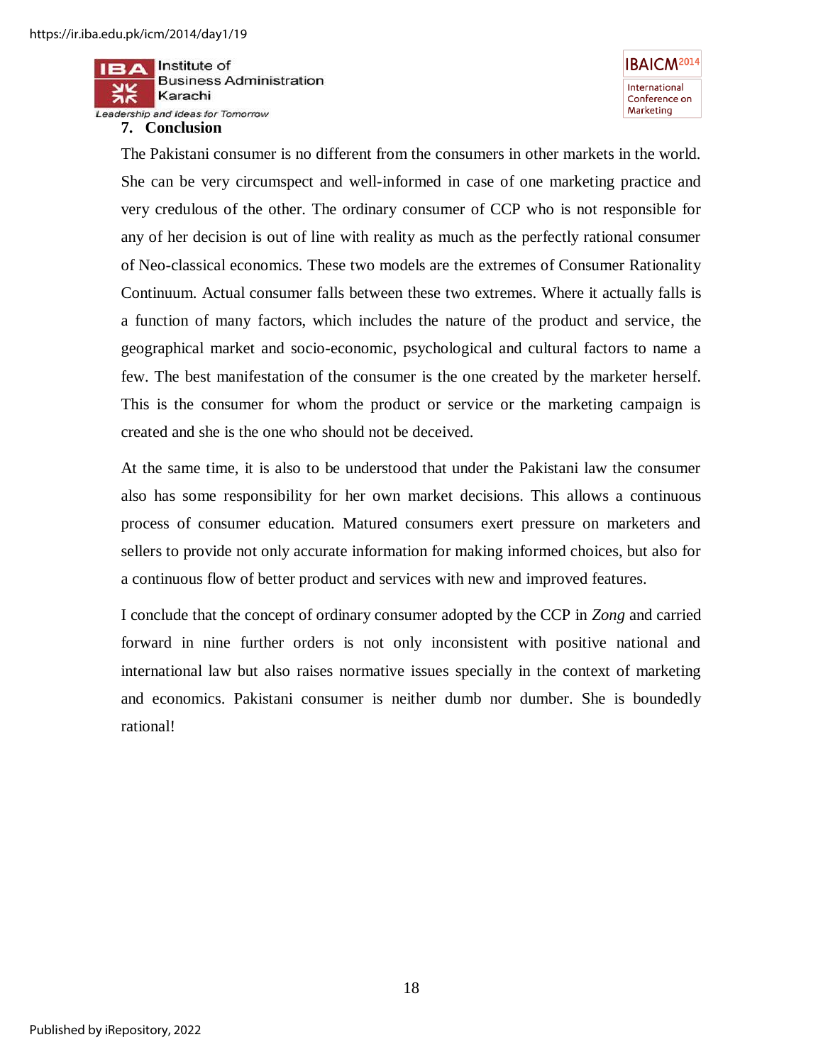## 7. Conclusion

The Pakistani consumer is no different from the consumers in other markets in the world. She can be very circumspect and well-informed in case of one marketing practice and very credulous of the other. The ordinary consumer of CCP who is not responsible for any of her decision is out of line with reality as much as the perfectly rational consumer of Neo-classical economics. These two models are the extremes of Consumer Rationality Continuum. Actual consumer falls between these two extremes. Where it actually falls is a function of many factors, which includes the nature of the product and service, the geographical market and socio-economic, psychological and cultural factors to name a few. The best manifestation of the consumer is the one created by the marketer herself. This is the consumer for whom the product or service or the marketing campaign is created and she is the one who should not be deceived.

At the same time, it is also to be understood that under the Pakistani law the consumer also has some responsibility for her own market decisions. This allows a continuous process of consumer education. Matured consumers exert pressure on marketers and sellers to provide not only accurate information for making informed choices, but also for a continuous flow of better product and services with new and improved features.

I conclude that the concept of ordinary consumer adopted by the CCP in *Zong* and carried forward in nine further orders is not only inconsistent with positive national and international law but also raises normative issues specially in the context of marketing and economics. Pakistani consumer is neither dumb nor dumber. She is boundedly rational!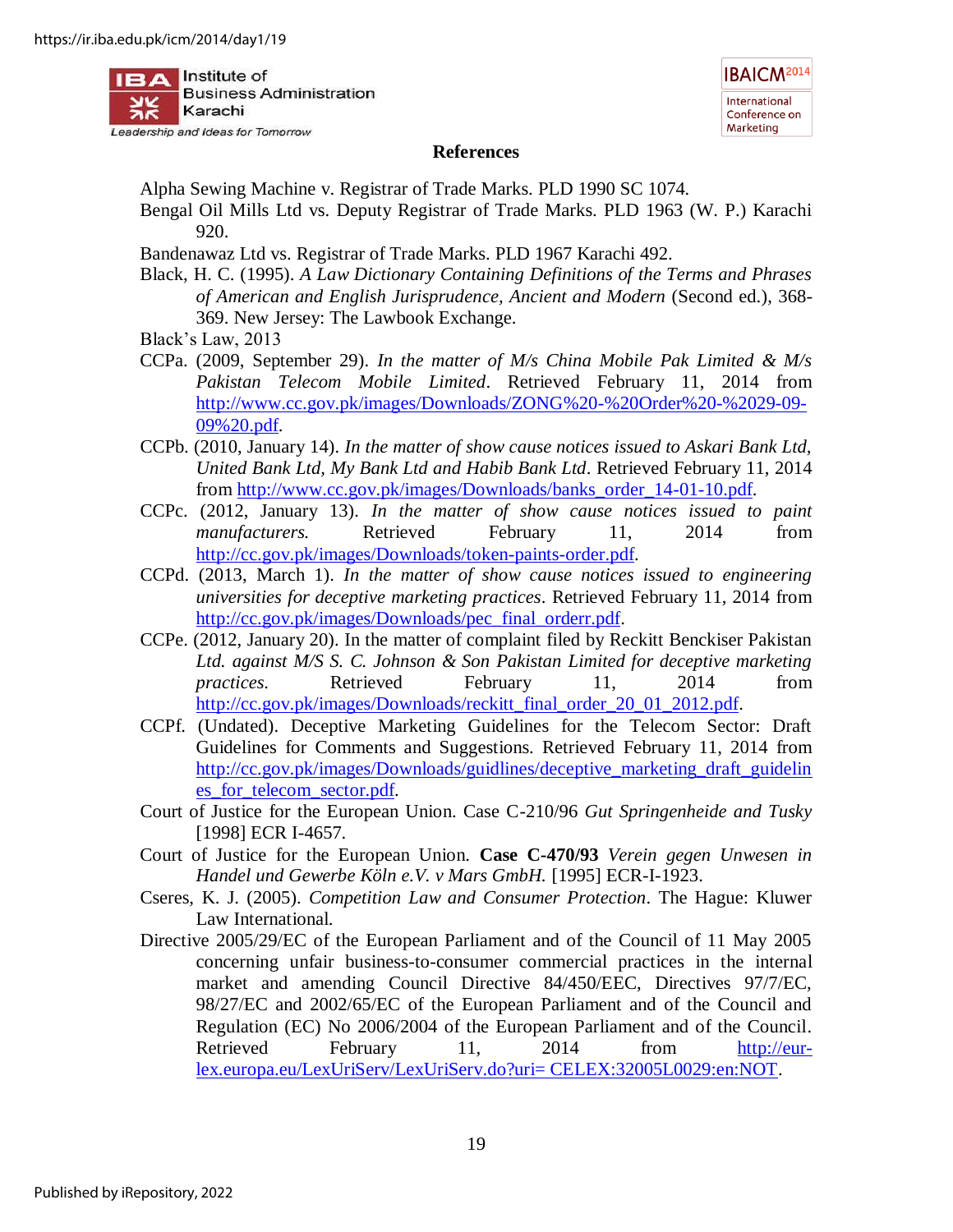## References

Alpha Sewing Machine v. Registrar of Trade Marks. PLD 1990 SC 1074.

Bengal Oil Mills Ltd vs. Deputy Registrar of Trade Marks. PLD 1963 (W. P.) Karachi 920.

Bandenawaz Ltd vs. Registrar of Trade Marks. PLD 1967 Karachi 492.

Black, H. C. (1995). *A Law Dictionary Containing Definitions of the Terms and Phrases of American and English Jurisprudence, Ancient and Modern* (Second ed.), 368-369. New Jersey: The Lawbook Exchange.

Black's Law, 2013

CCPa. (2009, September 29). *In the matter of M/s China Mobile Pak Limited & M/s Pakistan Telecom Mobile Limited*. Retrieved February 11, 2014 from http://www.cc.gov.pk/images/Downloads/ZONG%20-%20Order%20-%2029-09-09%20.pdf.

CCPb. (2010, January 14). *In the matter of show cause notices issued to Askari Bank Ltd, United Bank Ltd, My Bank Ltd and Habib Bank Ltd*. Retrieved February 11, 2014 from http://www.cc.gov.pk/images/Downloads/banks_order_14-01-10.pdf.

CCPc. (2012, January 13). *In the matter of show cause notices issued to paint manufacturers.* Retrieved February 11, 2014 from http://cc.gov.pk/images/Downloads/token-paints-order.pdf.

CCPd. (2013, March 1). *In the matter of show cause notices issued to engineering universities for deceptive marketing practices*. Retrieved February 11, 2014 from http://cc.gov.pk/images/Downloads/pec_final_orderr.pdf.

CCPe. (2012, January 20). In the matter of complaint filed by Reckitt Benckiser Pakistan *Ltd. against M/S S. C. Johnson & Son Pakistan Limited for deceptive marketing practices.* Retrieved February 11, 2014 from http://cc.gov.pk/images/Downloads/reckitt_final_order_20_01_2012.pdf.

CCPf. (Undated). Deceptive Marketing Guidelines for the Telecom Sector: Draft Guidelines for Comments and Suggestions. Retrieved February 11, 2014 from http://cc.gov.pk/images/Downloads/guidlines/deceptive_marketing_draft_guidelines_for_telecom_sector.pdf.

Court of Justice for the European Union. Case C-210/96 *Gut Springenheide and Tusky* [1998] ECR I-4657.

Court of Justice for the European Union. **Case C-470/93** *Verein gegen Unwesen in Handel und Gewerbe Köln e.V. v Mars GmbH.* [1995] ECR-I-1923.

Cseres, K. J. (2005). *Competition Law and Consumer Protection*. The Hague: Kluwer Law International.

Directive 2005/29/EC of the European Parliament and of the Council of 11 May 2005 concerning unfair business-to-consumer commercial practices in the internal market and amending Council Directive 84/450/EEC, Directives 97/7/EC, 98/27/EC and 2002/65/EC of the European Parliament and of the Council and Regulation (EC) No 2006/2004 of the European Parliament and of the Council. Retrieved February 11, 2014 from http://eur-lex.europa.eu/LexUriServ/LexUriServ.do?uri= CELEX:32005L0029:en:NOT.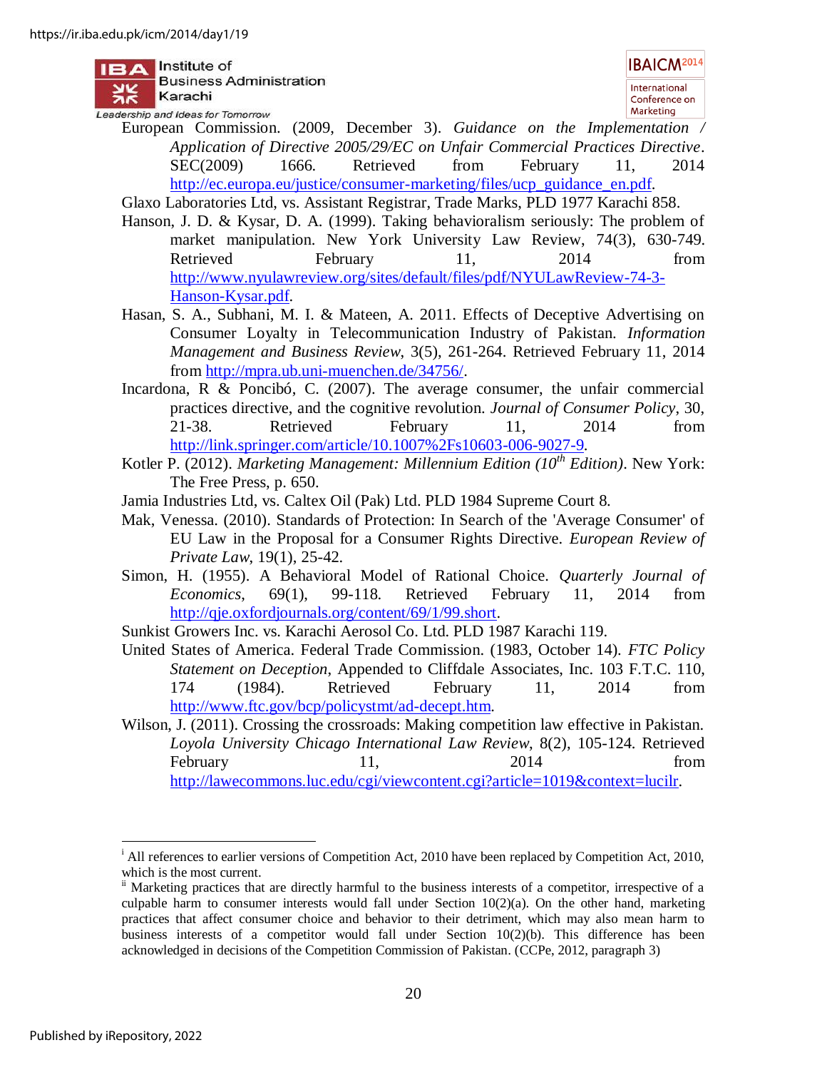European Commission. (2009, December 3). *Guidance on the Implementation / Application of Directive 2005/29/EC on Unfair Commercial Practices Directive*. SEC(2009) 1666. Retrieved from February 11, 2014 http://ec.europa.eu/justice/consumer-marketing/files/ucp_guidance_en.pdf.

Glaxo Laboratories Ltd, vs. Assistant Registrar, Trade Marks, PLD 1977 Karachi 858.

Hanson, J. D. & Kysar, D. A. (1999). Taking behavioralism seriously: The problem of market manipulation. New York University Law Review, 74(3), 630-749. Retrieved February 11, 2014 from http://www.nyulawreview.org/sites/default/files/pdf/NYULawReview-74-3-Hanson-Kysar.pdf.

Hasan, S. A., Subhani, M. I. & Mateen, A. 2011. Effects of Deceptive Advertising on Consumer Loyalty in Telecommunication Industry of Pakistan. *Information Management and Business Review*, 3(5), 261-264. Retrieved February 11, 2014 from http://mpra.ub.uni-muenchen.de/34756/.

Incardona, R & Poncibó, C. (2007). The average consumer, the unfair commercial practices directive, and the cognitive revolution. *Journal of Consumer Policy*, 30, 21-38. Retrieved February 11, 2014 from http://link.springer.com/article/10.1007%2Fs10603-006-9027-9.

Kotler P. (2012). *Marketing Management: Millennium Edition (10th Edition)*. New York: The Free Press, p. 650.

Jamia Industries Ltd, vs. Caltex Oil (Pak) Ltd. PLD 1984 Supreme Court 8.

Mak, Venessa. (2010). Standards of Protection: In Search of the 'Average Consumer' of EU Law in the Proposal for a Consumer Rights Directive. *European Review of Private Law*, 19(1), 25-42.

Simon, H. (1955). A Behavioral Model of Rational Choice. *Quarterly Journal of Economics*, 69(1), 99-118. Retrieved February 11, 2014 from http://qje.oxfordjournals.org/content/69/1/99.short.

Sunkist Growers Inc. vs. Karachi Aerosol Co. Ltd. PLD 1987 Karachi 119.

United States of America. Federal Trade Commission. (1983, October 14). *FTC Policy Statement on Deception*, Appended to Cliffdale Associates, Inc. 103 F.T.C. 110, 174 (1984). Retrieved February 11, 2014 from http://www.ftc.gov/bcp/policystmt/ad-decept.htm.

Wilson, J. (2011). Crossing the crossroads: Making competition law effective in Pakistan. *Loyola University Chicago International Law Review*, 8(2), 105-124. Retrieved February 11, 2014 from http://lawecommons.luc.edu/cgi/viewcontent.cgi?article=1019&context=lucilr.

---

[i] All references to earlier versions of Competition Act, 2010 have been replaced by Competition Act, 2010, which is the most current.

[ii] Marketing practices that are directly harmful to the business interests of a competitor, irrespective of a culpable harm to consumer interests would fall under Section 10(2)(a). On the other hand, marketing practices that affect consumer choice and behavior to their detriment, which may also mean harm to business interests of a competitor would fall under Section 10(2)(b). This difference has been acknowledged in decisions of the Competition Commission of Pakistan. (CCPe, 2012, paragraph 3)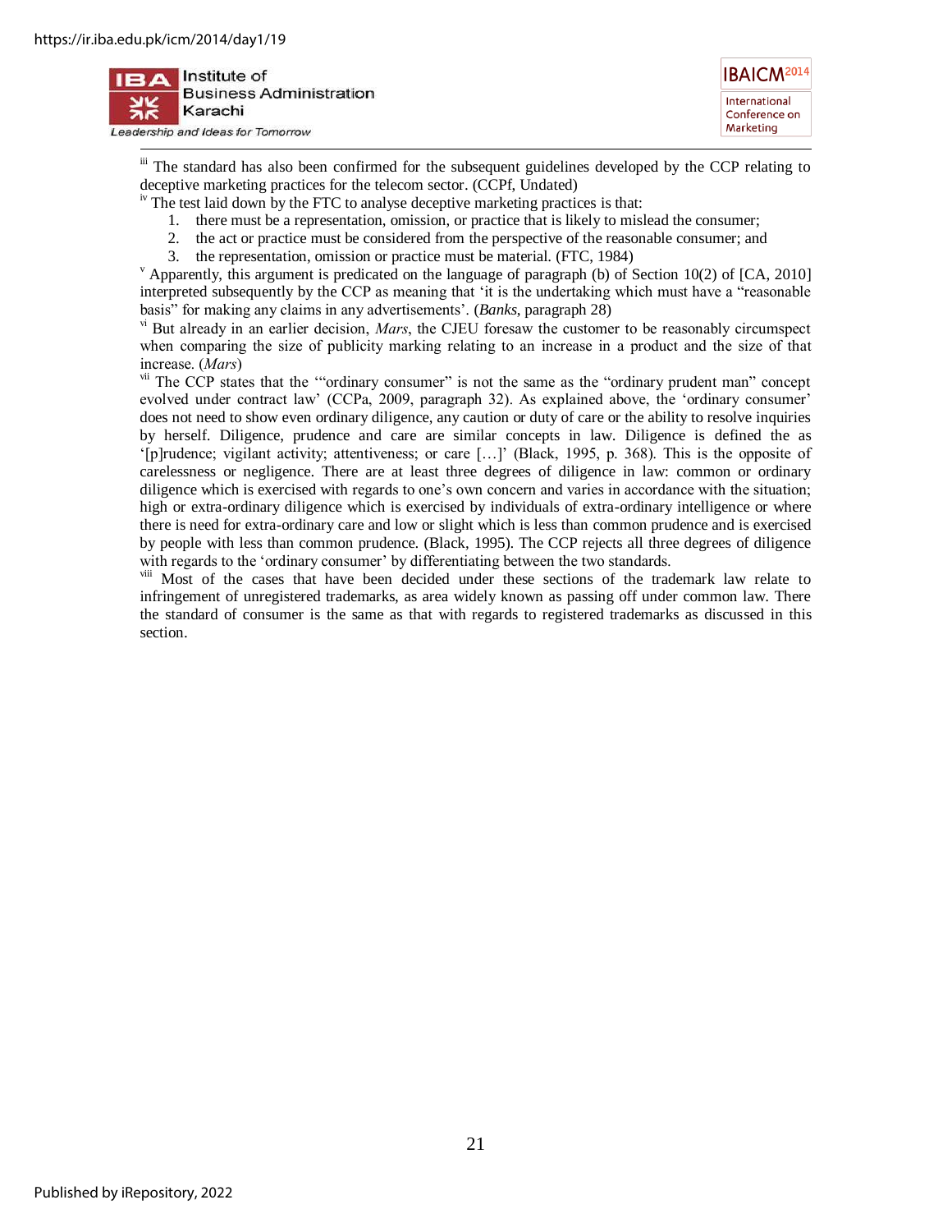[iii] The standard has also been confirmed for the subsequent guidelines developed by the CCP relating to deceptive marketing practices for the telecom sector. (CCPf, Undated)

[iv] The test laid down by the FTC to analyse deceptive marketing practices is that:

1. there must be a representation, omission, or practice that is likely to mislead the consumer;
2. the act or practice must be considered from the perspective of the reasonable consumer; and
3. the representation, omission or practice must be material. (FTC, 1984)

[v] Apparently, this argument is predicated on the language of paragraph (b) of Section 10(2) of [CA, 2010] interpreted subsequently by the CCP as meaning that 'it is the undertaking which must have a "reasonable basis" for making any claims in any advertisements'. (*Banks*, paragraph 28)

[vi] But already in an earlier decision, *Mars*, the CJEU foresaw the customer to be reasonably circumspect when comparing the size of publicity marking relating to an increase in a product and the size of that increase. (*Mars*)

[vii] The CCP states that the '"ordinary consumer" is not the same as the "ordinary prudent man" concept evolved under contract law' (CCPa, 2009, paragraph 32). As explained above, the 'ordinary consumer' does not need to show even ordinary diligence, any caution or duty of care or the ability to resolve inquiries by herself. Diligence, prudence and care are similar concepts in law. Diligence is defined the as '[p]rudence; vigilant activity; attentiveness; or care […]' (Black, 1995, p. 368). This is the opposite of carelessness or negligence. There are at least three degrees of diligence in law: common or ordinary diligence which is exercised with regards to one's own concern and varies in accordance with the situation; high or extra-ordinary diligence which is exercised by individuals of extra-ordinary intelligence or where there is need for extra-ordinary care and low or slight which is less than common prudence and is exercised by people with less than common prudence. (Black, 1995). The CCP rejects all three degrees of diligence with regards to the 'ordinary consumer' by differentiating between the two standards.

[viii] Most of the cases that have been decided under these sections of the trademark law relate to infringement of unregistered trademarks, as area widely known as passing off under common law. There the standard of consumer is the same as that with regards to registered trademarks as discussed in this section.